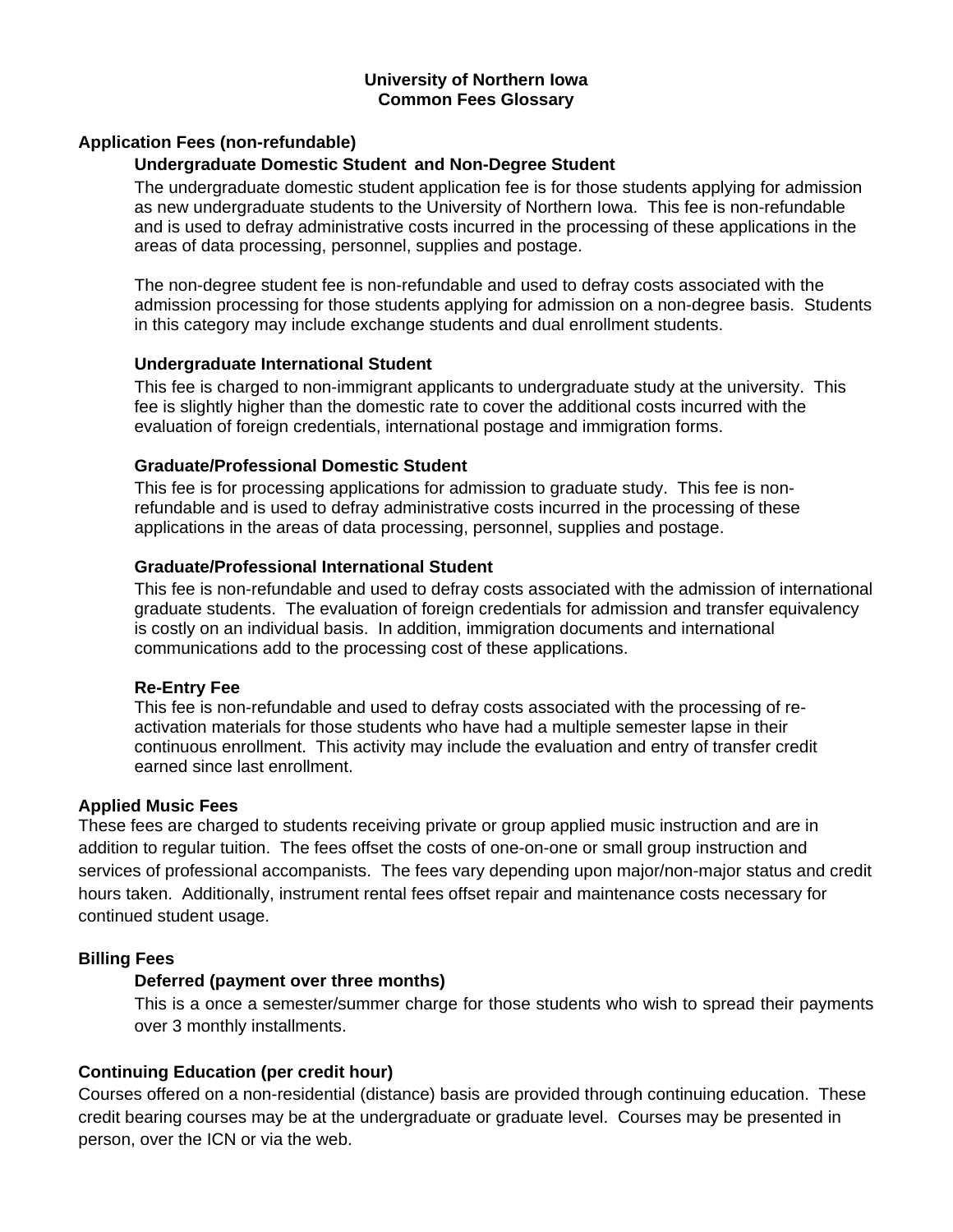# University of Northern Iowa
# Common Fees Glossary

## Application Fees (non-refundable)

### Undergraduate Domestic Student and Non-Degree Student

The undergraduate domestic student application fee is for those students applying for admission as new undergraduate students to the University of Northern Iowa. This fee is non-refundable and is used to defray administrative costs incurred in the processing of these applications in the areas of data processing, personnel, supplies and postage.

The non-degree student fee is non-refundable and used to defray costs associated with the admission processing for those students applying for admission on a non-degree basis. Students in this category may include exchange students and dual enrollment students.

### Undergraduate International Student

This fee is charged to non-immigrant applicants to undergraduate study at the university. This fee is slightly higher than the domestic rate to cover the additional costs incurred with the evaluation of foreign credentials, international postage and immigration forms.

### Graduate/Professional Domestic Student

This fee is for processing applications for admission to graduate study. This fee is non-refundable and is used to defray administrative costs incurred in the processing of these applications in the areas of data processing, personnel, supplies and postage.

### Graduate/Professional International Student

This fee is non-refundable and used to defray costs associated with the admission of international graduate students. The evaluation of foreign credentials for admission and transfer equivalency is costly on an individual basis. In addition, immigration documents and international communications add to the processing cost of these applications.

### Re-Entry Fee

This fee is non-refundable and used to defray costs associated with the processing of re-activation materials for those students who have had a multiple semester lapse in their continuous enrollment. This activity may include the evaluation and entry of transfer credit earned since last enrollment.

## Applied Music Fees

These fees are charged to students receiving private or group applied music instruction and are in addition to regular tuition. The fees offset the costs of one-on-one or small group instruction and services of professional accompanists. The fees vary depending upon major/non-major status and credit hours taken. Additionally, instrument rental fees offset repair and maintenance costs necessary for continued student usage.

## Billing Fees

### Deferred (payment over three months)

This is a once a semester/summer charge for those students who wish to spread their payments over 3 monthly installments.

## Continuing Education (per credit hour)

Courses offered on a non-residential (distance) basis are provided through continuing education. These credit bearing courses may be at the undergraduate or graduate level. Courses may be presented in person, over the ICN or via the web.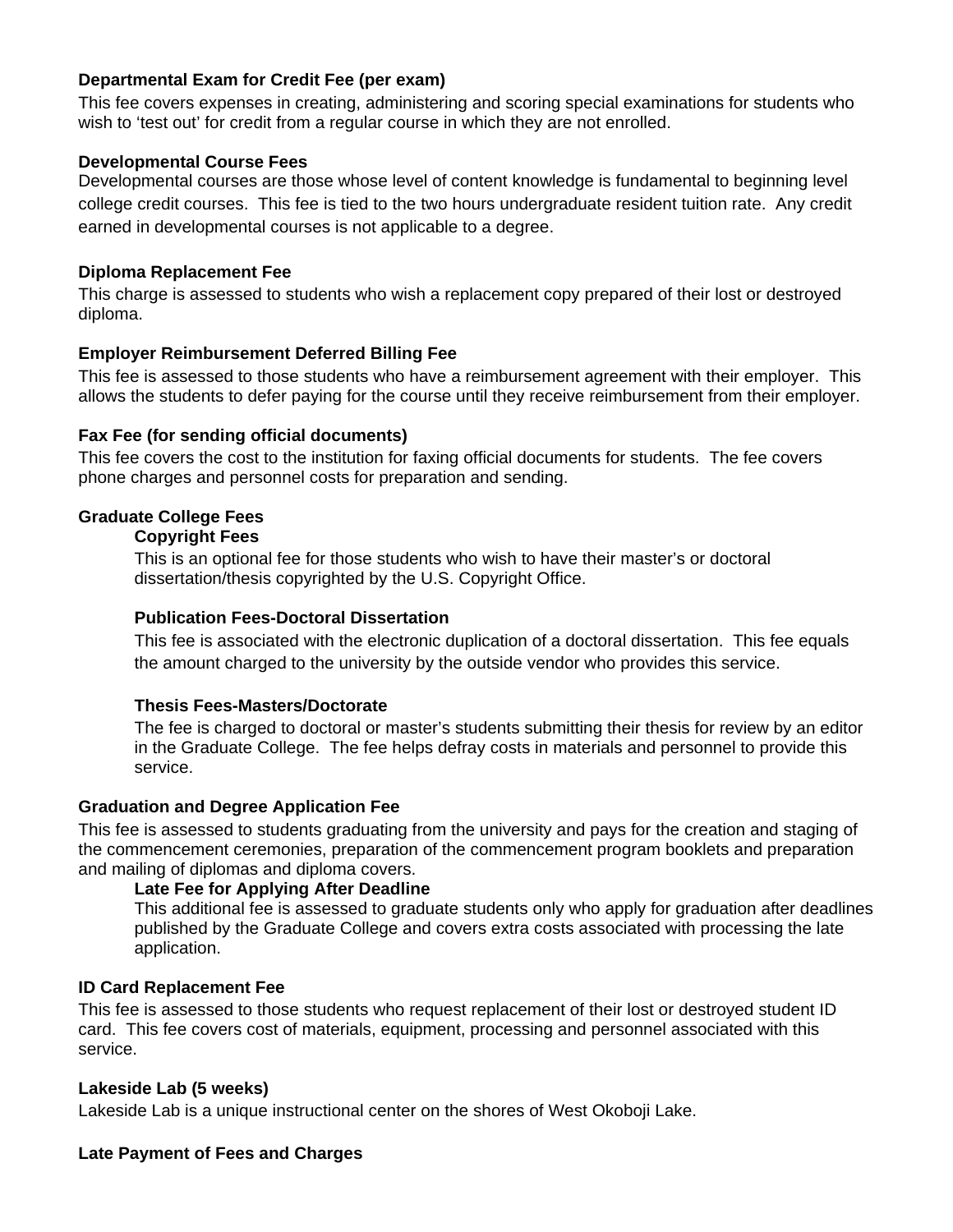**Departmental Exam for Credit Fee (per exam)**

This fee covers expenses in creating, administering and scoring special examinations for students who wish to 'test out' for credit from a regular course in which they are not enrolled.

**Developmental Course Fees**

Developmental courses are those whose level of content knowledge is fundamental to beginning level college credit courses. This fee is tied to the two hours undergraduate resident tuition rate. Any credit earned in developmental courses is not applicable to a degree.

**Diploma Replacement Fee**

This charge is assessed to students who wish a replacement copy prepared of their lost or destroyed diploma.

**Employer Reimbursement Deferred Billing Fee**

This fee is assessed to those students who have a reimbursement agreement with their employer. This allows the students to defer paying for the course until they receive reimbursement from their employer.

**Fax Fee (for sending official documents)**

This fee covers the cost to the institution for faxing official documents for students. The fee covers phone charges and personnel costs for preparation and sending.

**Graduate College Fees**

**Copyright Fees**

This is an optional fee for those students who wish to have their master's or doctoral dissertation/thesis copyrighted by the U.S. Copyright Office.

**Publication Fees-Doctoral Dissertation**

This fee is associated with the electronic duplication of a doctoral dissertation. This fee equals the amount charged to the university by the outside vendor who provides this service.

**Thesis Fees-Masters/Doctorate**

The fee is charged to doctoral or master's students submitting their thesis for review by an editor in the Graduate College. The fee helps defray costs in materials and personnel to provide this service.

**Graduation and Degree Application Fee**

This fee is assessed to students graduating from the university and pays for the creation and staging of the commencement ceremonies, preparation of the commencement program booklets and preparation and mailing of diplomas and diploma covers.

**Late Fee for Applying After Deadline**

This additional fee is assessed to graduate students only who apply for graduation after deadlines published by the Graduate College and covers extra costs associated with processing the late application.

**ID Card Replacement Fee**

This fee is assessed to those students who request replacement of their lost or destroyed student ID card. This fee covers cost of materials, equipment, processing and personnel associated with this service.

**Lakeside Lab (5 weeks)**

Lakeside Lab is a unique instructional center on the shores of West Okoboji Lake.

**Late Payment of Fees and Charges**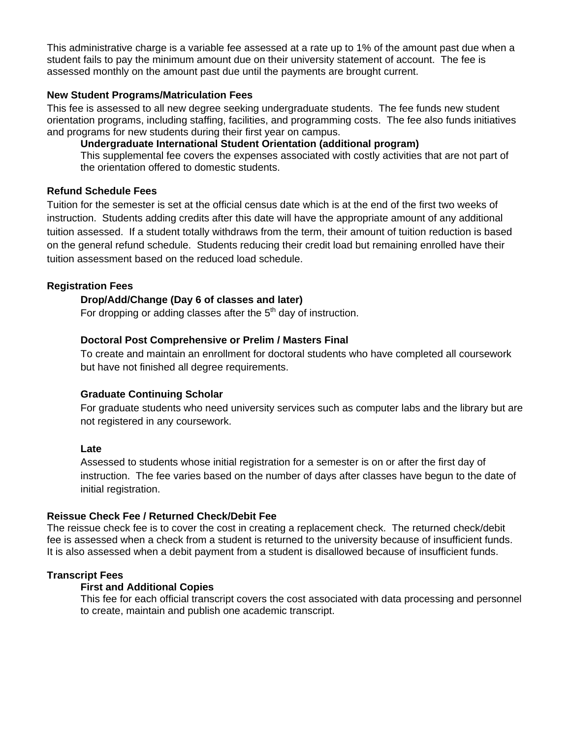This administrative charge is a variable fee assessed at a rate up to 1% of the amount past due when a student fails to pay the minimum amount due on their university statement of account. The fee is assessed monthly on the amount past due until the payments are brought current.

### New Student Programs/Matriculation Fees

This fee is assessed to all new degree seeking undergraduate students. The fee funds new student orientation programs, including staffing, facilities, and programming costs. The fee also funds initiatives and programs for new students during their first year on campus.

#### Undergraduate International Student Orientation (additional program)

This supplemental fee covers the expenses associated with costly activities that are not part of the orientation offered to domestic students.

### Refund Schedule Fees

Tuition for the semester is set at the official census date which is at the end of the first two weeks of instruction. Students adding credits after this date will have the appropriate amount of any additional tuition assessed. If a student totally withdraws from the term, their amount of tuition reduction is based on the general refund schedule. Students reducing their credit load but remaining enrolled have their tuition assessment based on the reduced load schedule.

### Registration Fees

#### Drop/Add/Change (Day 6 of classes and later)

For dropping or adding classes after the 5th day of instruction.

#### Doctoral Post Comprehensive or Prelim / Masters Final

To create and maintain an enrollment for doctoral students who have completed all coursework but have not finished all degree requirements.

#### Graduate Continuing Scholar

For graduate students who need university services such as computer labs and the library but are not registered in any coursework.

#### Late

Assessed to students whose initial registration for a semester is on or after the first day of instruction. The fee varies based on the number of days after classes have begun to the date of initial registration.

### Reissue Check Fee / Returned Check/Debit Fee

The reissue check fee is to cover the cost in creating a replacement check. The returned check/debit fee is assessed when a check from a student is returned to the university because of insufficient funds. It is also assessed when a debit payment from a student is disallowed because of insufficient funds.

### Transcript Fees

#### First and Additional Copies

This fee for each official transcript covers the cost associated with data processing and personnel to create, maintain and publish one academic transcript.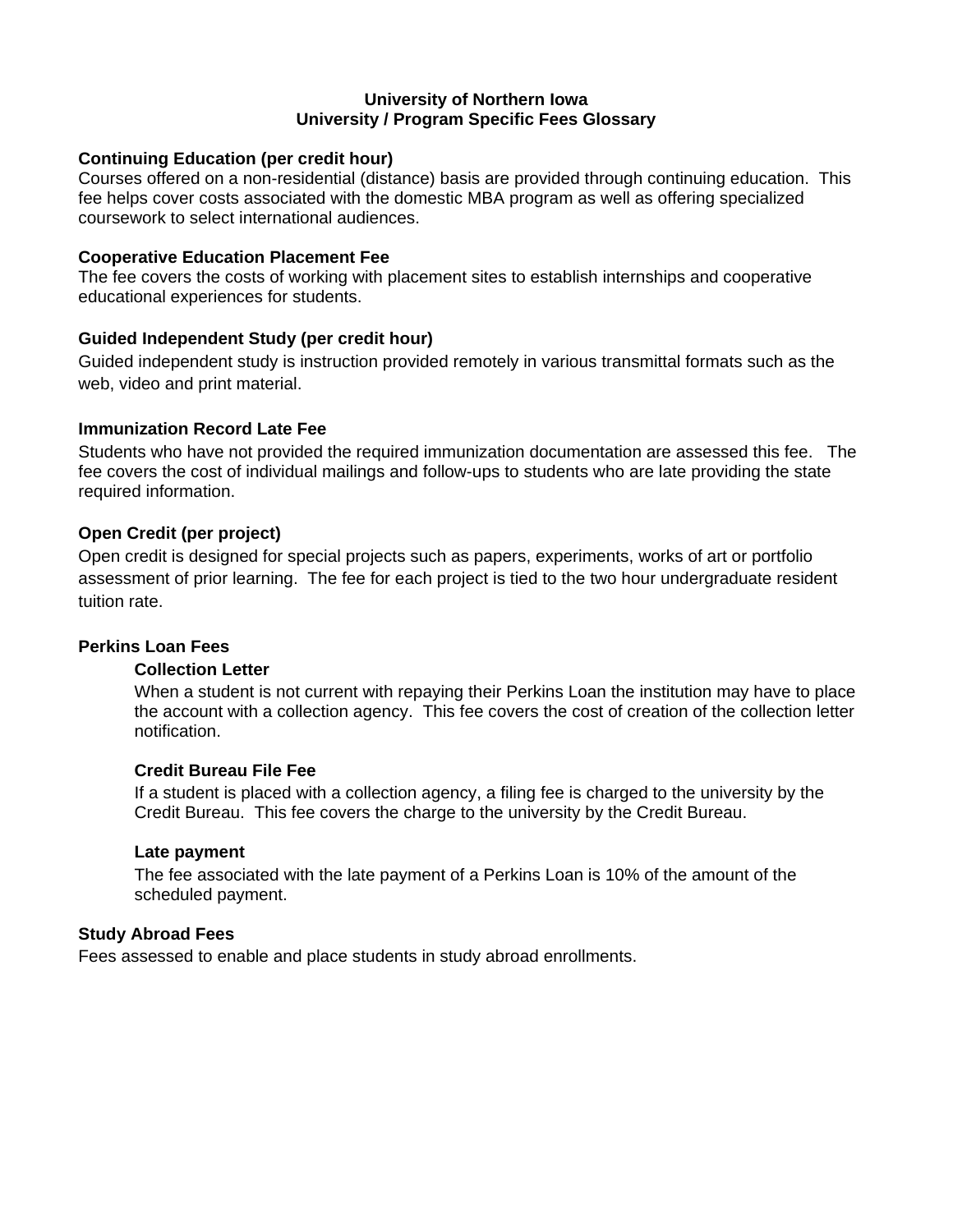# University of Northern Iowa
## University / Program Specific Fees Glossary

**Continuing Education (per credit hour)**
Courses offered on a non-residential (distance) basis are provided through continuing education. This fee helps cover costs associated with the domestic MBA program as well as offering specialized coursework to select international audiences.

**Cooperative Education Placement Fee**
The fee covers the costs of working with placement sites to establish internships and cooperative educational experiences for students.

**Guided Independent Study (per credit hour)**
Guided independent study is instruction provided remotely in various transmittal formats such as the web, video and print material.

**Immunization Record Late Fee**
Students who have not provided the required immunization documentation are assessed this fee. The fee covers the cost of individual mailings and follow-ups to students who are late providing the state required information.

**Open Credit (per project)**
Open credit is designed for special projects such as papers, experiments, works of art or portfolio assessment of prior learning. The fee for each project is tied to the two hour undergraduate resident tuition rate.

**Perkins Loan Fees**

> **Collection Letter**
> When a student is not current with repaying their Perkins Loan the institution may have to place the account with a collection agency. This fee covers the cost of creation of the collection letter notification.
>
> **Credit Bureau File Fee**
> If a student is placed with a collection agency, a filing fee is charged to the university by the Credit Bureau. This fee covers the charge to the university by the Credit Bureau.
>
> **Late payment**
> The fee associated with the late payment of a Perkins Loan is 10% of the amount of the scheduled payment.

**Study Abroad Fees**
Fees assessed to enable and place students in study abroad enrollments.